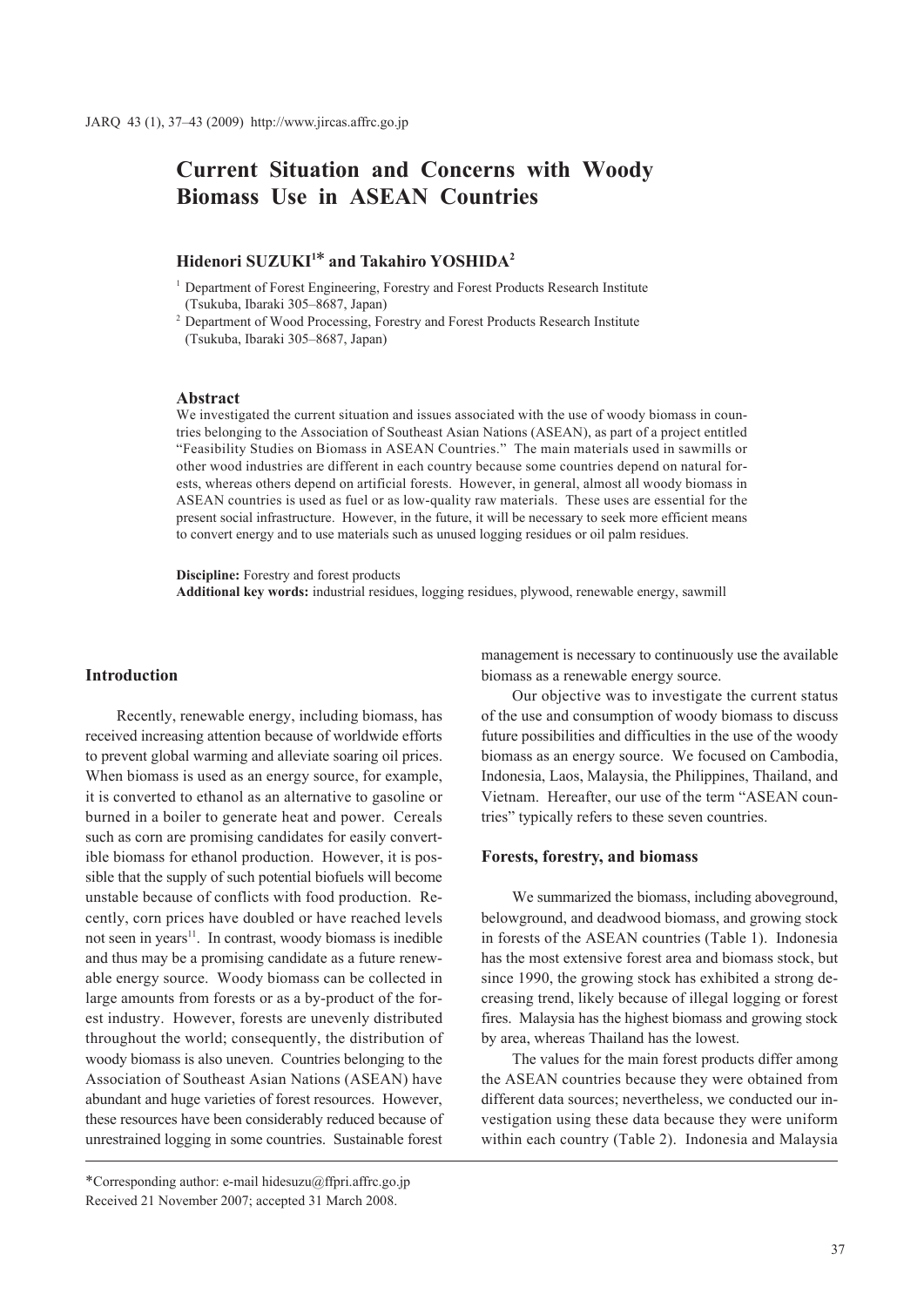# Current Situation and Concerns with Woody Biomass Use in ASEAN Countries

**Hidenori SUZUKI[1]\* and Takahiro YOSHIDA[2]**

[1] Department of Forest Engineering, Forestry and Forest Products Research Institute (Tsukuba, Ibaraki 305–8687, Japan)

[2] Department of Wood Processing, Forestry and Forest Products Research Institute (Tsukuba, Ibaraki 305–8687, Japan)

## Abstract

We investigated the current situation and issues associated with the use of woody biomass in countries belonging to the Association of Southeast Asian Nations (ASEAN), as part of a project entitled "Feasibility Studies on Biomass in ASEAN Countries." The main materials used in sawmills or other wood industries are different in each country because some countries depend on natural forests, whereas others depend on artificial forests. However, in general, almost all woody biomass in ASEAN countries is used as fuel or as low-quality raw materials. These uses are essential for the present social infrastructure. However, in the future, it will be necessary to seek more efficient means to convert energy and to use materials such as unused logging residues or oil palm residues.

**Discipline:** Forestry and forest products
**Additional key words:** industrial residues, logging residues, plywood, renewable energy, sawmill

## Introduction

Recently, renewable energy, including biomass, has received increasing attention because of worldwide efforts to prevent global warming and alleviate soaring oil prices. When biomass is used as an energy source, for example, it is converted to ethanol as an alternative to gasoline or burned in a boiler to generate heat and power. Cereals such as corn are promising candidates for easily convertible biomass for ethanol production. However, it is possible that the supply of such potential biofuels will become unstable because of conflicts with food production. Recently, corn prices have doubled or have reached levels not seen in years[11]. In contrast, woody biomass is inedible and thus may be a promising candidate as a future renewable energy source. Woody biomass can be collected in large amounts from forests or as a by-product of the forest industry. However, forests are unevenly distributed throughout the world; consequently, the distribution of woody biomass is also uneven. Countries belonging to the Association of Southeast Asian Nations (ASEAN) have abundant and huge varieties of forest resources. However, these resources have been considerably reduced because of unrestrained logging in some countries. Sustainable forest management is necessary to continuously use the available biomass as a renewable energy source.

Our objective was to investigate the current status of the use and consumption of woody biomass to discuss future possibilities and difficulties in the use of the woody biomass as an energy source. We focused on Cambodia, Indonesia, Laos, Malaysia, the Philippines, Thailand, and Vietnam. Hereafter, our use of the term "ASEAN countries" typically refers to these seven countries.

## Forests, forestry, and biomass

We summarized the biomass, including aboveground, belowground, and deadwood biomass, and growing stock in forests of the ASEAN countries (Table 1). Indonesia has the most extensive forest area and biomass stock, but since 1990, the growing stock has exhibited a strong decreasing trend, likely because of illegal logging or forest fires. Malaysia has the highest biomass and growing stock by area, whereas Thailand has the lowest.

The values for the main forest products differ among the ASEAN countries because they were obtained from different data sources; nevertheless, we conducted our investigation using these data because they were uniform within each country (Table 2). Indonesia and Malaysia

\*Corresponding author: e-mail hidesuzu@ffpri.affrc.go.jp

Received 21 November 2007; accepted 31 March 2008.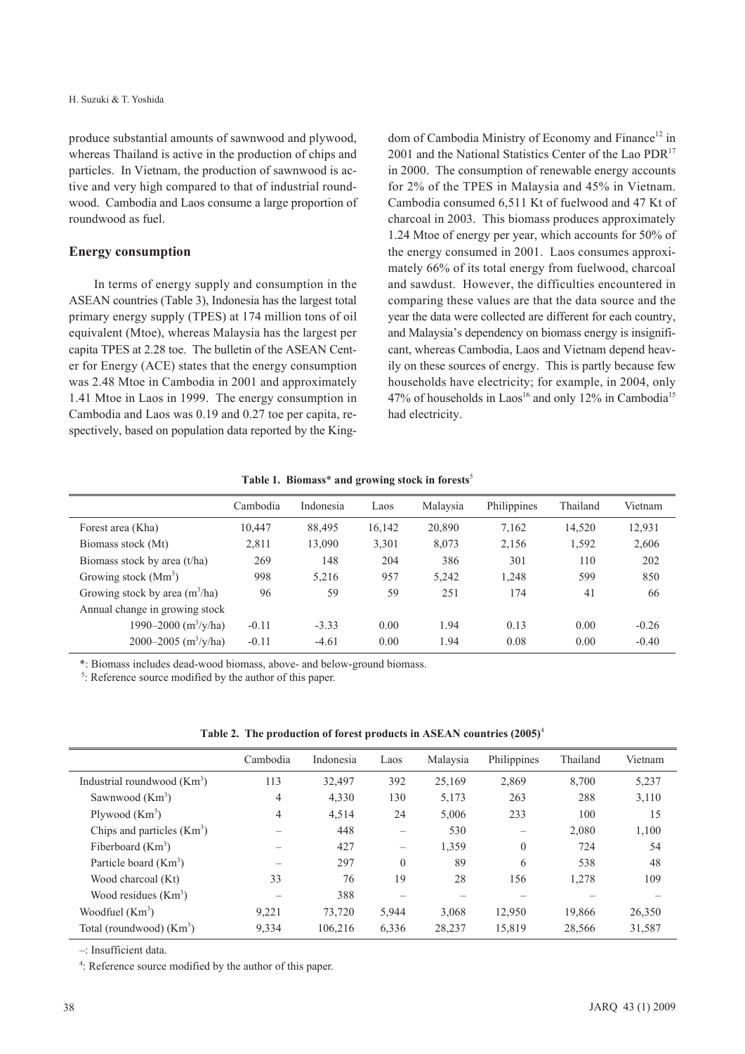produce substantial amounts of sawnwood and plywood, whereas Thailand is active in the production of chips and particles. In Vietnam, the production of sawnwood is active and very high compared to that of industrial roundwood. Cambodia and Laos consume a large proportion of roundwood as fuel.

## Energy consumption

In terms of energy supply and consumption in the ASEAN countries (Table 3), Indonesia has the largest total primary energy supply (TPES) at 174 million tons of oil equivalent (Mtoe), whereas Malaysia has the largest per capita TPES at 2.28 toe. The bulletin of the ASEAN Center for Energy (ACE) states that the energy consumption was 2.48 Mtoe in Cambodia in 2001 and approximately 1.41 Mtoe in Laos in 1999. The energy consumption in Cambodia and Laos was 0.19 and 0.27 toe per capita, respectively, based on population data reported by the Kingdom of Cambodia Ministry of Economy and Finance[12] in 2001 and the National Statistics Center of the Lao PDR[17] in 2000. The consumption of renewable energy accounts for 2% of the TPES in Malaysia and 45% in Vietnam. Cambodia consumed 6,511 Kt of fuelwood and 47 Kt of charcoal in 2003. This biomass produces approximately 1.24 Mtoe of energy per year, which accounts for 50% of the energy consumed in 2001. Laos consumes approximately 66% of its total energy from fuelwood, charcoal and sawdust. However, the difficulties encountered in comparing these values are that the data source and the year the data were collected are different for each country, and Malaysia's dependency on biomass energy is insignificant, whereas Cambodia, Laos and Vietnam depend heavily on these sources of energy. This is partly because few households have electricity; for example, in 2004, only 47% of households in Laos[16] and only 12% in Cambodia[15] had electricity.

**Table 1. Biomass* and growing stock in forests[5]**

| | Cambodia | Indonesia | Laos | Malaysia | Philippines | Thailand | Vietnam |
|---|---|---|---|---|---|---|---|
| Forest area (Kha) | 10,447 | 88,495 | 16,142 | 20,890 | 7,162 | 14,520 | 12,931 |
| Biomass stock (Mt) | 2,811 | 13,090 | 3,301 | 8,073 | 2,156 | 1,592 | 2,606 |
| Biomass stock by area (t/ha) | 269 | 148 | 204 | 386 | 301 | 110 | 202 |
| Growing stock ($Mm^3$) | 998 | 5,216 | 957 | 5,242 | 1,248 | 599 | 850 |
| Growing stock by area ($m^3$/ha) | 96 | 59 | 59 | 251 | 174 | 41 | 66 |
| Annual change in growing stock | | | | | | | |
| 1990–2000 ($m^3$/y/ha) | -0.11 | -3.33 | 0.00 | 1.94 | 0.13 | 0.00 | -0.26 |
| 2000–2005 ($m^3$/y/ha) | -0.11 | -4.61 | 0.00 | 1.94 | 0.08 | 0.00 | -0.40 |

*: Biomass includes dead-wood biomass, above- and below-ground biomass.
[5]: Reference source modified by the author of this paper.

**Table 2. The production of forest products in ASEAN countries (2005)[4]**

| | Cambodia | Indonesia | Laos | Malaysia | Philippines | Thailand | Vietnam |
|---|---|---|---|---|---|---|---|
| Industrial roundwood ($Km^3$) | 113 | 32,497 | 392 | 25,169 | 2,869 | 8,700 | 5,237 |
| Sawnwood ($Km^3$) | 4 | 4,330 | 130 | 5,173 | 263 | 288 | 3,110 |
| Plywood ($Km^3$) | 4 | 4,514 | 24 | 5,006 | 233 | 100 | 15 |
| Chips and particles ($Km^3$) | – | 448 | – | 530 | – | 2,080 | 1,100 |
| Fiberboard ($Km^3$) | – | 427 | – | 1,359 | 0 | 724 | 54 |
| Particle board ($Km^3$) | – | 297 | 0 | 89 | 6 | 538 | 48 |
| Wood charcoal (Kt) | 33 | 76 | 19 | 28 | 156 | 1,278 | 109 |
| Wood residues ($Km^3$) | – | 388 | – | – | – | – | – |
| Woodfuel ($Km^3$) | 9,221 | 73,720 | 5,944 | 3,068 | 12,950 | 19,866 | 26,350 |
| Total (roundwood) ($Km^3$) | 9,334 | 106,216 | 6,336 | 28,237 | 15,819 | 28,566 | 31,587 |

–: Insufficient data.
[4]: Reference source modified by the author of this paper.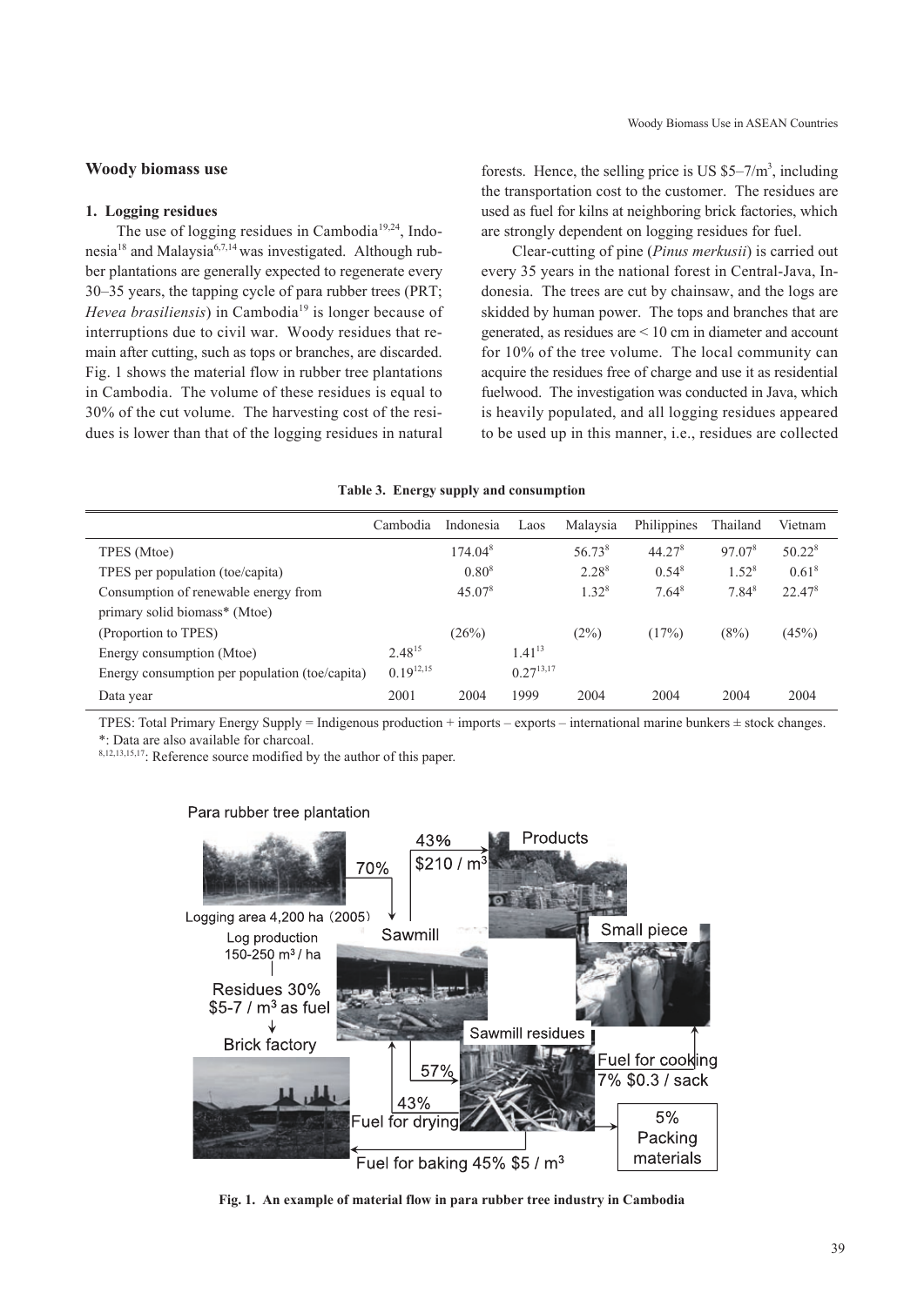## Woody biomass use

### 1. Logging residues

The use of logging residues in Cambodia[19,24], Indonesia[18] and Malaysia[6,7,14] was investigated. Although rubber plantations are generally expected to regenerate every 30–35 years, the tapping cycle of para rubber trees (PRT; *Hevea brasiliensis*) in Cambodia[19] is longer because of interruptions due to civil war. Woody residues that remain after cutting, such as tops or branches, are discarded. Fig. 1 shows the material flow in rubber tree plantations in Cambodia. The volume of these residues is equal to 30% of the cut volume. The harvesting cost of the residues is lower than that of the logging residues in natural forests. Hence, the selling price is US \$5–7/m$^3$, including the transportation cost to the customer. The residues are used as fuel for kilns at neighboring brick factories, which are strongly dependent on logging residues for fuel.

Clear-cutting of pine (*Pinus merkusii*) is carried out every 35 years in the national forest in Central-Java, Indonesia. The trees are cut by chainsaw, and the logs are skidded by human power. The tops and branches that are generated, as residues are < 10 cm in diameter and account for 10% of the tree volume. The local community can acquire the residues free of charge and use it as residential fuelwood. The investigation was conducted in Java, which is heavily populated, and all logging residues appeared to be used up in this manner, i.e., residues are collected

**Table 3. Energy supply and consumption**

| | Cambodia | Indonesia | Laos | Malaysia | Philippines | Thailand | Vietnam |
|---|---|---|---|---|---|---|---|
| TPES (Mtoe) | | 174.04[8] | | 56.73[8] | 44.27[8] | 97.07[8] | 50.22[8] |
| TPES per population (toe/capita) | | 0.80[8] | | 2.28[8] | 0.54[8] | 1.52[8] | 0.61[8] |
| Consumption of renewable energy from primary solid biomass* (Mtoe) | | 45.07[8] | | 1.32[8] | 7.64[8] | 7.84[8] | 22.47[8] |
| (Proportion to TPES) | | (26%) | | (2%) | (17%) | (8%) | (45%) |
| Energy consumption (Mtoe) | 2.48[15] | | 1.41[13] | | | | |
| Energy consumption per population (toe/capita) | 0.19[12,15] | | 0.27[13,17] | | | | |
| Data year | 2001 | 2004 | 1999 | 2004 | 2004 | 2004 | 2004 |

TPES: Total Primary Energy Supply = Indigenous production + imports – exports – international marine bunkers ± stock changes.
*: Data are also available for charcoal.
[8,12,13,15,17]: Reference source modified by the author of this paper.

Fig. 1. An example of material flow in para rubber tree industry in Cambodia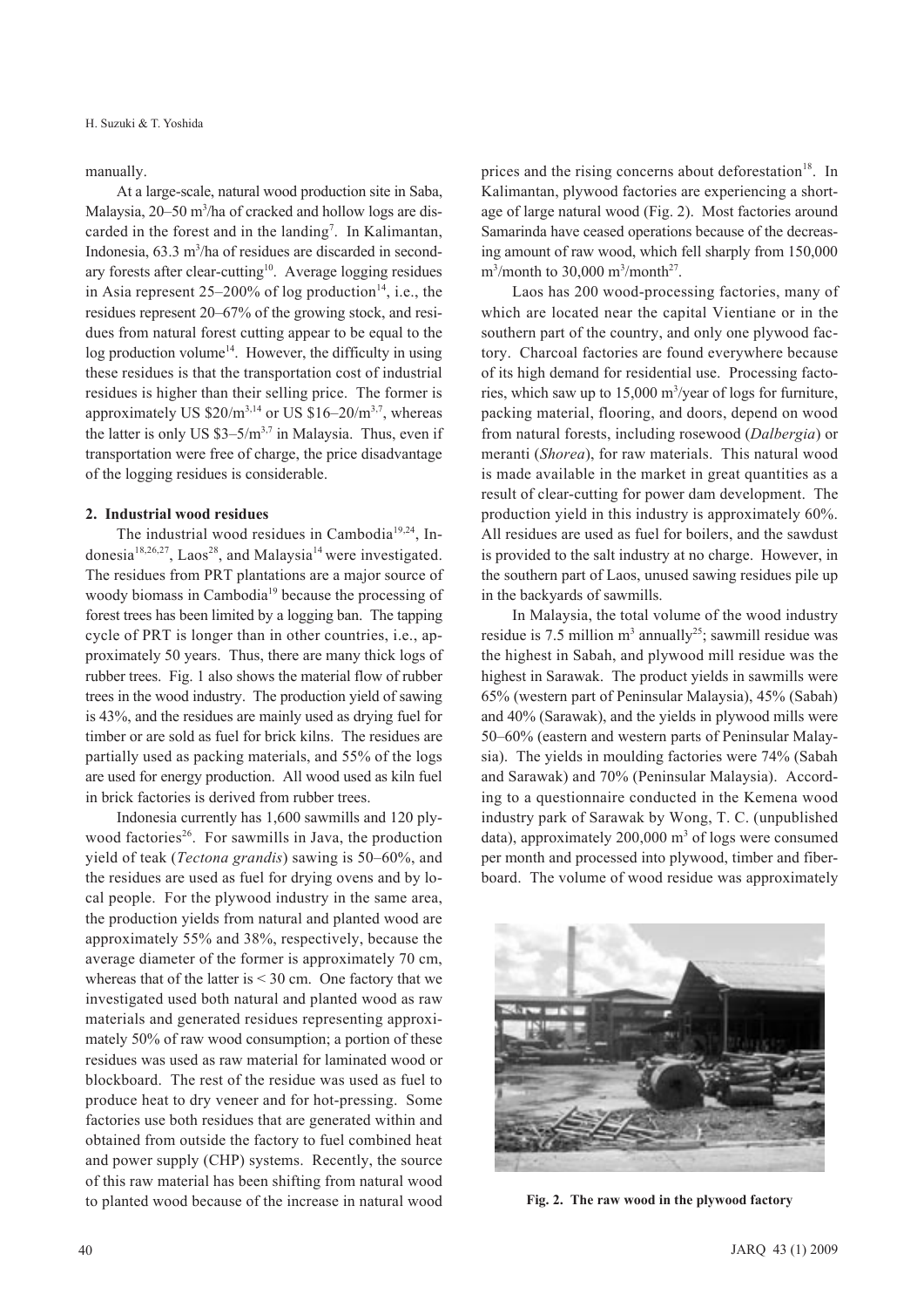manually.

At a large-scale, natural wood production site in Saba, Malaysia, 20–50 $m^3$/ha of cracked and hollow logs are discarded in the forest and in the landing[7]. In Kalimantan, Indonesia, 63.3 $m^3$/ha of residues are discarded in secondary forests after clear-cutting[10]. Average logging residues in Asia represent 25–200% of log production[14], i.e., the residues represent 20–67% of the growing stock, and residues from natural forest cutting appear to be equal to the log production volume[14]. However, the difficulty in using these residues is that the transportation cost of industrial residues is higher than their selling price. The former is approximately US \$20/$m^3$[3,14] or US \$16–20/$m^3$[3,7], whereas the latter is only US \$3–5/$m^3$[3,7] in Malaysia. Thus, even if transportation were free of charge, the price disadvantage of the logging residues is considerable.

## 2. Industrial wood residues

The industrial wood residues in Cambodia[19,24], Indonesia[18,26,27], Laos[28], and Malaysia[14] were investigated. The residues from PRT plantations are a major source of woody biomass in Cambodia[19] because the processing of forest trees has been limited by a logging ban. The tapping cycle of PRT is longer than in other countries, i.e., approximately 50 years. Thus, there are many thick logs of rubber trees. Fig. 1 also shows the material flow of rubber trees in the wood industry. The production yield of sawing is 43%, and the residues are mainly used as drying fuel for timber or are sold as fuel for brick kilns. The residues are partially used as packing materials, and 55% of the logs are used for energy production. All wood used as kiln fuel in brick factories is derived from rubber trees.

Indonesia currently has 1,600 sawmills and 120 plywood factories[26]. For sawmills in Java, the production yield of teak (*Tectona grandis*) sawing is 50–60%, and the residues are used as fuel for drying ovens and by local people. For the plywood industry in the same area, the production yields from natural and planted wood are approximately 55% and 38%, respectively, because the average diameter of the former is approximately 70 cm, whereas that of the latter is < 30 cm. One factory that we investigated used both natural and planted wood as raw materials and generated residues representing approximately 50% of raw wood consumption; a portion of these residues was used as raw material for laminated wood or blockboard. The rest of the residue was used as fuel to produce heat to dry veneer and for hot-pressing. Some factories use both residues that are generated within and obtained from outside the factory to fuel combined heat and power supply (CHP) systems. Recently, the source of this raw material has been shifting from natural wood to planted wood because of the increase in natural wood prices and the rising concerns about deforestation[18]. In Kalimantan, plywood factories are experiencing a shortage of large natural wood (Fig. 2). Most factories around Samarinda have ceased operations because of the decreasing amount of raw wood, which fell sharply from 150,000 $m^3$/month to 30,000 $m^3$/month[27].

Laos has 200 wood-processing factories, many of which are located near the capital Vientiane or in the southern part of the country, and only one plywood factory. Charcoal factories are found everywhere because of its high demand for residential use. Processing factories, which saw up to 15,000 $m^3$/year of logs for furniture, packing material, flooring, and doors, depend on wood from natural forests, including rosewood (*Dalbergia*) or meranti (*Shorea*), for raw materials. This natural wood is made available in the market in great quantities as a result of clear-cutting for power dam development. The production yield in this industry is approximately 60%. All residues are used as fuel for boilers, and the sawdust is provided to the salt industry at no charge. However, in the southern part of Laos, unused sawing residues pile up in the backyards of sawmills.

In Malaysia, the total volume of the wood industry residue is 7.5 million $m^3$ annually[25]; sawmill residue was the highest in Sabah, and plywood mill residue was the highest in Sarawak. The product yields in sawmills were 65% (western part of Peninsular Malaysia), 45% (Sabah) and 40% (Sarawak), and the yields in plywood mills were 50–60% (eastern and western parts of Peninsular Malaysia). The yields in moulding factories were 74% (Sabah and Sarawak) and 70% (Peninsular Malaysia). According to a questionnaire conducted in the Kemena wood industry park of Sarawak by Wong, T. C. (unpublished data), approximately 200,000 $m^3$ of logs were consumed per month and processed into plywood, timber and fiberboard. The volume of wood residue was approximately

**Fig. 2. The raw wood in the plywood factory**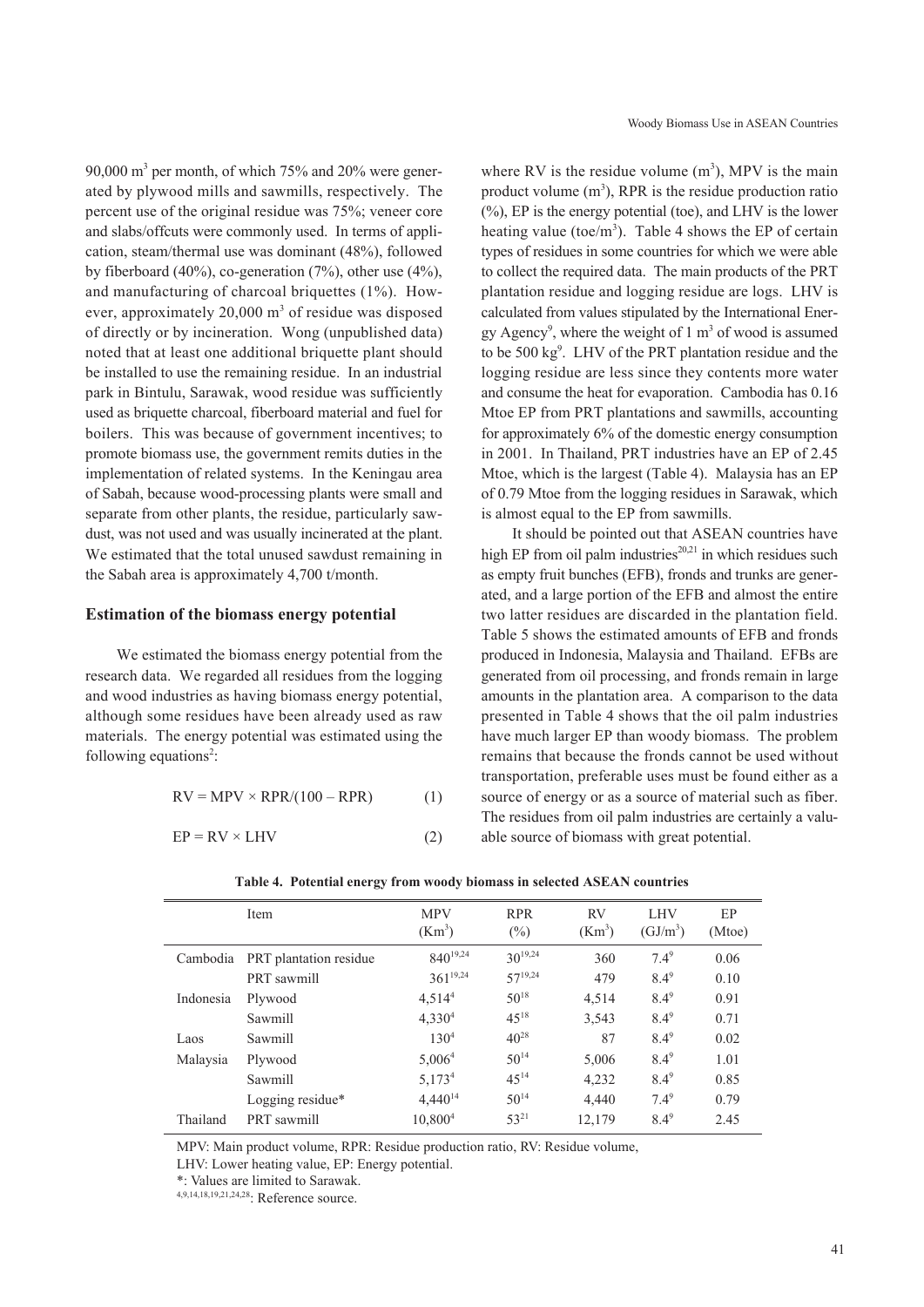90,000 $m^3$ per month, of which 75% and 20% were generated by plywood mills and sawmills, respectively. The percent use of the original residue was 75%; veneer core and slabs/offcuts were commonly used. In terms of application, steam/thermal use was dominant (48%), followed by fiberboard (40%), co-generation (7%), other use (4%), and manufacturing of charcoal briquettes (1%). However, approximately 20,000 $m^3$ of residue was disposed of directly or by incineration. Wong (unpublished data) noted that at least one additional briquette plant should be installed to use the remaining residue. In an industrial park in Bintulu, Sarawak, wood residue was sufficiently used as briquette charcoal, fiberboard material and fuel for boilers. This was because of government incentives; to promote biomass use, the government remits duties in the implementation of related systems. In the Keningau area of Sabah, because wood-processing plants were small and separate from other plants, the residue, particularly sawdust, was not used and was usually incinerated at the plant. We estimated that the total unused sawdust remaining in the Sabah area is approximately 4,700 t/month.

### Estimation of the biomass energy potential

We estimated the biomass energy potential from the research data. We regarded all residues from the logging and wood industries as having biomass energy potential, although some residues have been already used as raw materials. The energy potential was estimated using the following equations[2]:

$$RV = MPV \times RPR/(100 - RPR) \quad (1)$$

$$EP = RV \times LHV \quad (2)$$

where RV is the residue volume ($m^3$), MPV is the main product volume ($m^3$), RPR is the residue production ratio (%), EP is the energy potential (toe), and LHV is the lower heating value (toe/$m^3$). Table 4 shows the EP of certain types of residues in some countries for which we were able to collect the required data. The main products of the PRT plantation residue and logging residue are logs. LHV is calculated from values stipulated by the International Energy Agency[9], where the weight of 1 $m^3$ of wood is assumed to be 500 kg[9]. LHV of the PRT plantation residue and the logging residue are less since they contents more water and consume the heat for evaporation. Cambodia has 0.16 Mtoe EP from PRT plantations and sawmills, accounting for approximately 6% of the domestic energy consumption in 2001. In Thailand, PRT industries have an EP of 2.45 Mtoe, which is the largest (Table 4). Malaysia has an EP of 0.79 Mtoe from the logging residues in Sarawak, which is almost equal to the EP from sawmills.

It should be pointed out that ASEAN countries have high EP from oil palm industries[20,21] in which residues such as empty fruit bunches (EFB), fronds and trunks are generated, and a large portion of the EFB and almost the entire two latter residues are discarded in the plantation field. Table 5 shows the estimated amounts of EFB and fronds produced in Indonesia, Malaysia and Thailand. EFBs are generated from oil processing, and fronds remain in large amounts in the plantation area. A comparison to the data presented in Table 4 shows that the oil palm industries have much larger EP than woody biomass. The problem remains that because the fronds cannot be used without transportation, preferable uses must be found either as a source of energy or as a source of material such as fiber. The residues from oil palm industries are certainly a valuable source of biomass with great potential.

**Table 4. Potential energy from woody biomass in selected ASEAN countries**

| | Item | MPV ($Km^3$) | RPR (%) | RV ($Km^3$) | LHV ($GJ/m^3$) | EP (Mtoe) |
|---|---|---|---|---|---|---|
| Cambodia | PRT plantation residue | 840[19,24] | 30[19,24] | 360 | 7.4[9] | 0.06 |
| | PRT sawmill | 361[19,24] | 57[19,24] | 479 | 8.4[9] | 0.10 |
| Indonesia | Plywood | 4,514[4] | 50[18] | 4,514 | 8.4[9] | 0.91 |
| | Sawmill | 4,330[4] | 45[18] | 3,543 | 8.4[9] | 0.71 |
| Laos | Sawmill | 130[4] | 40[28] | 87 | 8.4[9] | 0.02 |
| Malaysia | Plywood | 5,006[4] | 50[14] | 5,006 | 8.4[9] | 1.01 |
| | Sawmill | 5,173[4] | 45[14] | 4,232 | 8.4[9] | 0.85 |
| | Logging residue* | 4,440[14] | 50[14] | 4,440 | 7.4[9] | 0.79 |
| Thailand | PRT sawmill | 10,800[4] | 53[21] | 12,179 | 8.4[9] | 2.45 |

MPV: Main product volume, RPR: Residue production ratio, RV: Residue volume,
LHV: Lower heating value, EP: Energy potential.
*: Values are limited to Sarawak.
[4,9,14,18,19,21,24,28]: Reference source.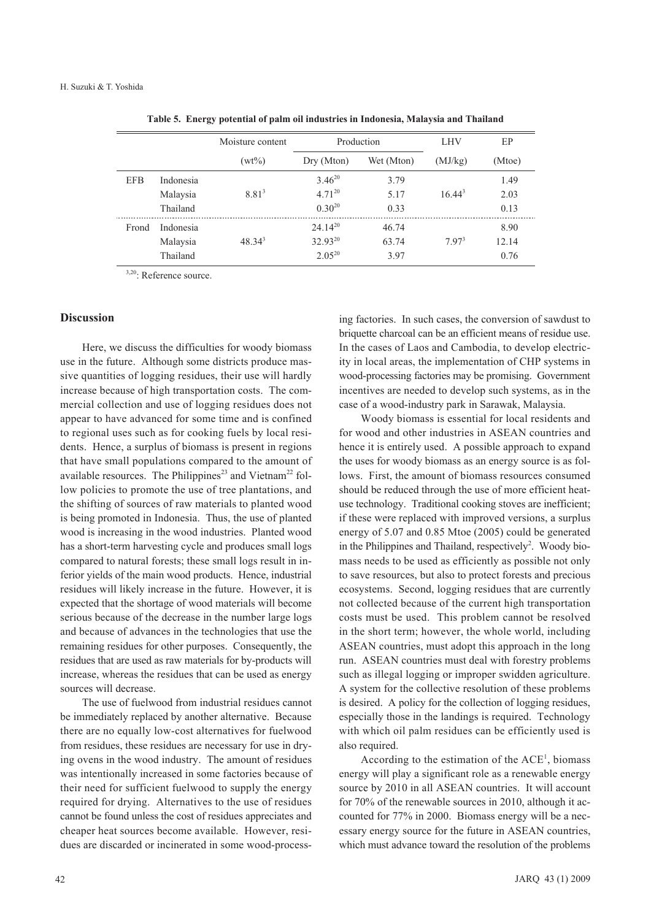**Table 5. Energy potential of palm oil industries in Indonesia, Malaysia and Thailand**

| | | Moisture content | Production | | LHV | EP |
|---|---|---|---|---|---|---|
| | | (wt%) | Dry (Mton) | Wet (Mton) | (MJ/kg) | (Mtoe) |
| EFB | Indonesia | | 3.46[20] | 3.79 | | 1.49 |
| | Malaysia | 8.81[3] | 4.71[20] | 5.17 | 16.44[3] | 2.03 |
| | Thailand | | 0.30[20] | 0.33 | | 0.13 |
| Frond | Indonesia | | 24.14[20] | 46.74 | | 8.90 |
| | Malaysia | 48.34[3] | 32.93[20] | 63.74 | 7.97[3] | 12.14 |
| | Thailand | | 2.05[20] | 3.97 | | 0.76 |

[3,20]: Reference source.

## Discussion

Here, we discuss the difficulties for woody biomass use in the future. Although some districts produce massive quantities of logging residues, their use will hardly increase because of high transportation costs. The commercial collection and use of logging residues does not appear to have advanced for some time and is confined to regional uses such as for cooking fuels by local residents. Hence, a surplus of biomass is present in regions that have small populations compared to the amount of available resources. The Philippines[23] and Vietnam[22] follow policies to promote the use of tree plantations, and the shifting of sources of raw materials to planted wood is being promoted in Indonesia. Thus, the use of planted wood is increasing in the wood industries. Planted wood has a short-term harvesting cycle and produces small logs compared to natural forests; these small logs result in inferior yields of the main wood products. Hence, industrial residues will likely increase in the future. However, it is expected that the shortage of wood materials will become serious because of the decrease in the number large logs and because of advances in the technologies that use the remaining residues for other purposes. Consequently, the residues that are used as raw materials for by-products will increase, whereas the residues that can be used as energy sources will decrease.

The use of fuelwood from industrial residues cannot be immediately replaced by another alternative. Because there are no equally low-cost alternatives for fuelwood from residues, these residues are necessary for use in drying ovens in the wood industry. The amount of residues was intentionally increased in some factories because of their need for sufficient fuelwood to supply the energy required for drying. Alternatives to the use of residues cannot be found unless the cost of residues appreciates and cheaper heat sources become available. However, residues are discarded or incinerated in some wood-processing factories. In such cases, the conversion of sawdust to briquette charcoal can be an efficient means of residue use. In the cases of Laos and Cambodia, to develop electricity in local areas, the implementation of CHP systems in wood-processing factories may be promising. Government incentives are needed to develop such systems, as in the case of a wood-industry park in Sarawak, Malaysia.

Woody biomass is essential for local residents and for wood and other industries in ASEAN countries and hence it is entirely used. A possible approach to expand the uses for woody biomass as an energy source is as follows. First, the amount of biomass resources consumed should be reduced through the use of more efficient heat-use technology. Traditional cooking stoves are inefficient; if these were replaced with improved versions, a surplus energy of 5.07 and 0.85 Mtoe (2005) could be generated in the Philippines and Thailand, respectively[2]. Woody biomass needs to be used as efficiently as possible not only to save resources, but also to protect forests and precious ecosystems. Second, logging residues that are currently not collected because of the current high transportation costs must be used. This problem cannot be resolved in the short term; however, the whole world, including ASEAN countries, must adopt this approach in the long run. ASEAN countries must deal with forestry problems such as illegal logging or improper swidden agriculture. A system for the collective resolution of these problems is desired. A policy for the collection of logging residues, especially those in the landings is required. Technology with which oil palm residues can be efficiently used is also required.

According to the estimation of the ACE[1], biomass energy will play a significant role as a renewable energy source by 2010 in all ASEAN countries. It will account for 70% of the renewable sources in 2010, although it accounted for 77% in 2000. Biomass energy will be a necessary energy source for the future in ASEAN countries, which must advance toward the resolution of the problems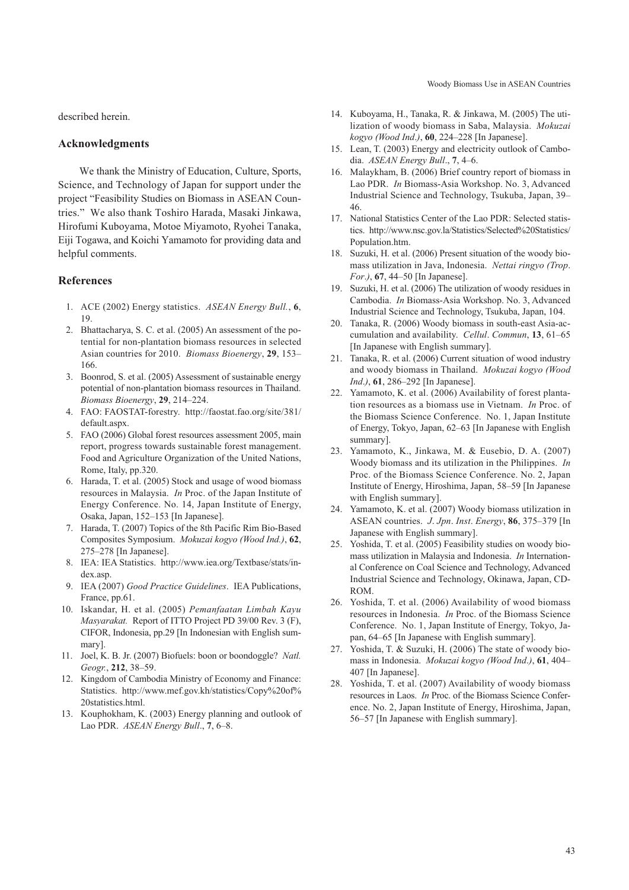described herein.

## Acknowledgments

We thank the Ministry of Education, Culture, Sports, Science, and Technology of Japan for support under the project "Feasibility Studies on Biomass in ASEAN Countries." We also thank Toshiro Harada, Masaki Jinkawa, Hirofumi Kuboyama, Motoe Miyamoto, Ryohei Tanaka, Eiji Togawa, and Koichi Yamamoto for providing data and helpful comments.

## References

1. ACE (2002) Energy statistics. *ASEAN Energy Bull.*, **6**, 19.
2. Bhattacharya, S. C. et al. (2005) An assessment of the potential for non-plantation biomass resources in selected Asian countries for 2010. *Biomass Bioenergy*, **29**, 153–166.
3. Boonrod, S. et al. (2005) Assessment of sustainable energy potential of non-plantation biomass resources in Thailand. *Biomass Bioenergy*, **29**, 214–224.
4. FAO: FAOSTAT-forestry. http://faostat.fao.org/site/381/default.aspx.
5. FAO (2006) Global forest resources assessment 2005, main report, progress towards sustainable forest management. Food and Agriculture Organization of the United Nations, Rome, Italy, pp.320.
6. Harada, T. et al. (2005) Stock and usage of wood biomass resources in Malaysia. *In* Proc. of the Japan Institute of Energy Conference. No. 14, Japan Institute of Energy, Osaka, Japan, 152–153 [In Japanese].
7. Harada, T. (2007) Topics of the 8th Pacific Rim Bio-Based Composites Symposium. *Mokuzai kogyo (Wood Ind.)*, **62**, 275–278 [In Japanese].
8. IEA: IEA Statistics. http://www.iea.org/Textbase/stats/index.asp.
9. IEA (2007) *Good Practice Guidelines*. IEA Publications, France, pp.61.
10. Iskandar, H. et al. (2005) *Pemanfaatan Limbah Kayu Masyarakat.* Report of ITTO Project PD 39/00 Rev. 3 (F), CIFOR, Indonesia, pp.29 [In Indonesian with English summary].
11. Joel, K. B. Jr. (2007) Biofuels: boon or boondoggle? *Natl. Geogr.*, **212**, 38–59.
12. Kingdom of Cambodia Ministry of Economy and Finance: Statistics. http://www.mef.gov.kh/statistics/Copy%20of%20statistics.html.
13. Kouphokham, K. (2003) Energy planning and outlook of Lao PDR. *ASEAN Energy Bull*., **7**, 6–8.
14. Kuboyama, H., Tanaka, R. & Jinkawa, M. (2005) The utilization of woody biomass in Saba, Malaysia. *Mokuzai kogyo (Wood Ind.)*, **60**, 224–228 [In Japanese].
15. Lean, T. (2003) Energy and electricity outlook of Cambodia. *ASEAN Energy Bull*., **7**, 4–6.
16. Malaykham, B. (2006) Brief country report of biomass in Lao PDR. *In* Biomass-Asia Workshop. No. 3, Advanced Industrial Science and Technology, Tsukuba, Japan, 39–46.
17. National Statistics Center of the Lao PDR: Selected statistics. http://www.nsc.gov.la/Statistics/Selected%20Statistics/Population.htm.
18. Suzuki, H. et al. (2006) Present situation of the woody biomass utilization in Java, Indonesia. *Nettai ringyo (Trop. For.)*, **67**, 44–50 [In Japanese].
19. Suzuki, H. et al. (2006) The utilization of woody residues in Cambodia. *In* Biomass-Asia Workshop. No. 3, Advanced Industrial Science and Technology, Tsukuba, Japan, 104.
20. Tanaka, R. (2006) Woody biomass in south-east Asia-accumulation and availability. *Cellul. Commun*, **13**, 61–65 [In Japanese with English summary].
21. Tanaka, R. et al. (2006) Current situation of wood industry and woody biomass in Thailand. *Mokuzai kogyo (Wood Ind.)*, **61**, 286–292 [In Japanese].
22. Yamamoto, K. et al. (2006) Availability of forest plantation resources as a biomass use in Vietnam. *In* Proc. of the Biomass Science Conference. No. 1, Japan Institute of Energy, Tokyo, Japan, 62–63 [In Japanese with English summary].
23. Yamamoto, K., Jinkawa, M. & Eusebio, D. A. (2007) Woody biomass and its utilization in the Philippines. *In* Proc. of the Biomass Science Conference. No. 2, Japan Institute of Energy, Hiroshima, Japan, 58–59 [In Japanese with English summary].
24. Yamamoto, K. et al. (2007) Woody biomass utilization in ASEAN countries. *J. Jpn. Inst. Energy*, **86**, 375–379 [In Japanese with English summary].
25. Yoshida, T. et al. (2005) Feasibility studies on woody biomass utilization in Malaysia and Indonesia. *In* International Conference on Coal Science and Technology, Advanced Industrial Science and Technology, Okinawa, Japan, CD-ROM.
26. Yoshida, T. et al. (2006) Availability of wood biomass resources in Indonesia. *In* Proc. of the Biomass Science Conference. No. 1, Japan Institute of Energy, Tokyo, Japan, 64–65 [In Japanese with English summary].
27. Yoshida, T. & Suzuki, H. (2006) The state of woody biomass in Indonesia. *Mokuzai kogyo (Wood Ind.)*, **61**, 404–407 [In Japanese].
28. Yoshida, T. et al. (2007) Availability of woody biomass resources in Laos. *In* Proc. of the Biomass Science Conference. No. 2, Japan Institute of Energy, Hiroshima, Japan, 56–57 [In Japanese with English summary].